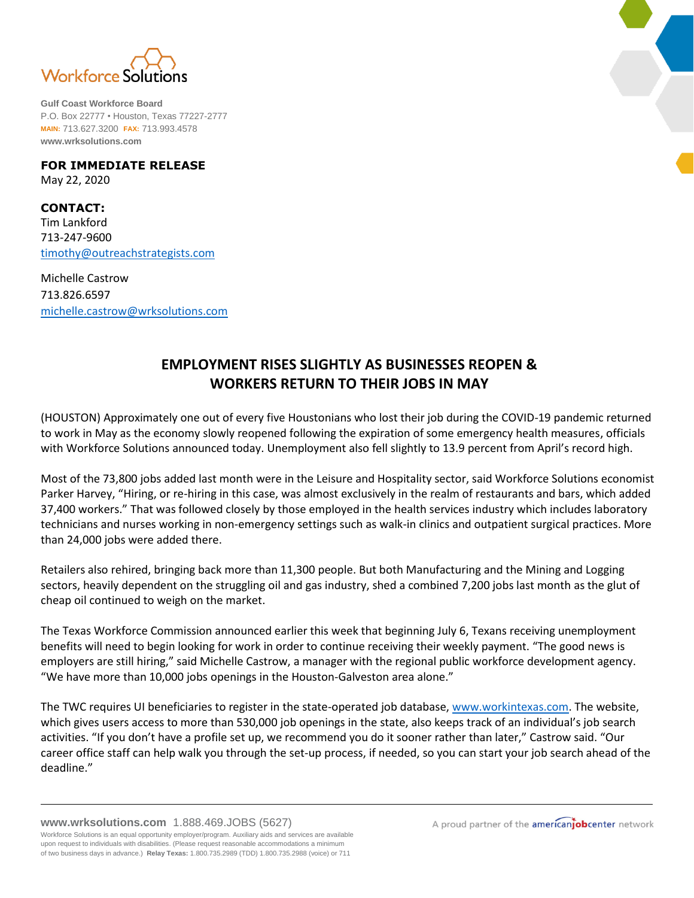Workforce Solutions

**Gulf Coast Workforce Board**
P.O. Box 22777 • Houston, Texas 77227-2777
**MAIN:** 713.627.3200 **FAX:** 713.993.4578
**www.wrksolutions.com**

**FOR IMMEDIATE RELEASE**
May 22, 2020

**CONTACT:**
Tim Lankford
713-247-9600
timothy@outreachstrategists.com

Michelle Castrow
713.826.6597
michelle.castrow@wrksolutions.com

## EMPLOYMENT RISES SLIGHTLY AS BUSINESSES REOPEN & WORKERS RETURN TO THEIR JOBS IN MAY

(HOUSTON) Approximately one out of every five Houstonians who lost their job during the COVID-19 pandemic returned to work in May as the economy slowly reopened following the expiration of some emergency health measures, officials with Workforce Solutions announced today. Unemployment also fell slightly to 13.9 percent from April's record high.

Most of the 73,800 jobs added last month were in the Leisure and Hospitality sector, said Workforce Solutions economist Parker Harvey, "Hiring, or re-hiring in this case, was almost exclusively in the realm of restaurants and bars, which added 37,400 workers." That was followed closely by those employed in the health services industry which includes laboratory technicians and nurses working in non-emergency settings such as walk-in clinics and outpatient surgical practices. More than 24,000 jobs were added there.

Retailers also rehired, bringing back more than 11,300 people. But both Manufacturing and the Mining and Logging sectors, heavily dependent on the struggling oil and gas industry, shed a combined 7,200 jobs last month as the glut of cheap oil continued to weigh on the market.

The Texas Workforce Commission announced earlier this week that beginning July 6, Texans receiving unemployment benefits will need to begin looking for work in order to continue receiving their weekly payment. "The good news is employers are still hiring," said Michelle Castrow, a manager with the regional public workforce development agency. "We have more than 10,000 jobs openings in the Houston-Galveston area alone."

The TWC requires UI beneficiaries to register in the state-operated job database, www.workintexas.com. The website, which gives users access to more than 530,000 job openings in the state, also keeps track of an individual's job search activities. "If you don't have a profile set up, we recommend you do it sooner rather than later," Castrow said. "Our career office staff can help walk you through the set-up process, if needed, so you can start your job search ahead of the deadline."

**www.wrksolutions.com** 1.888.469.JOBS (5627)
Workforce Solutions is an equal opportunity employer/program. Auxiliary aids and services are available upon request to individuals with disabilities. (Please request reasonable accommodations a minimum of two business days in advance.) **Relay Texas:** 1.800.735.2989 (TDD) 1.800.735.2988 (voice) or 711

A proud partner of the americanjobcenter network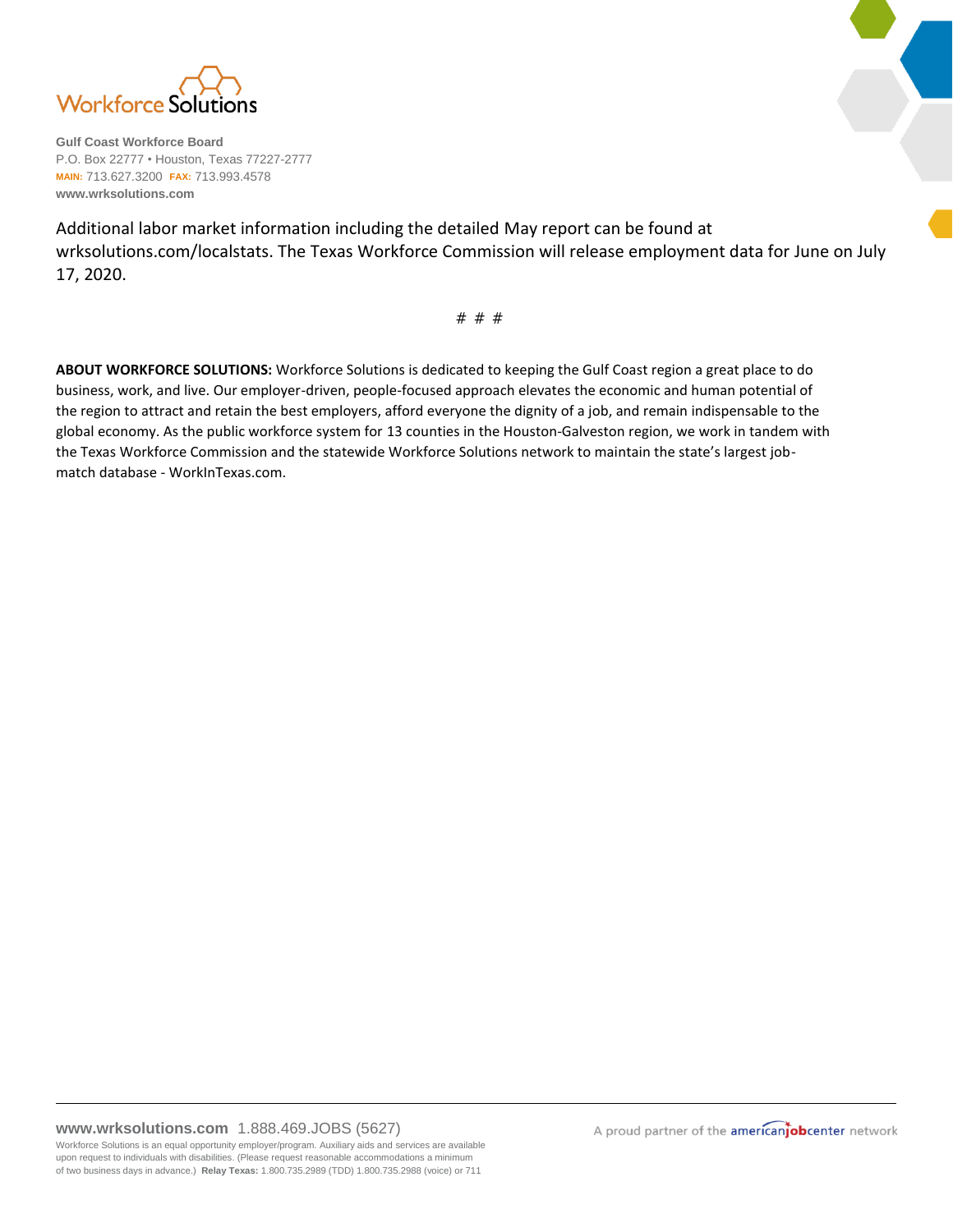Gulf Coast Workforce Board
P.O. Box 22777 • Houston, Texas 77227-2777
MAIN: 713.627.3200 FAX: 713.993.4578
www.wrksolutions.com

Additional labor market information including the detailed May report can be found at wrksolutions.com/localstats. The Texas Workforce Commission will release employment data for June on July 17, 2020.

# # #

**ABOUT WORKFORCE SOLUTIONS:** Workforce Solutions is dedicated to keeping the Gulf Coast region a great place to do business, work, and live. Our employer-driven, people-focused approach elevates the economic and human potential of the region to attract and retain the best employers, afford everyone the dignity of a job, and remain indispensable to the global economy. As the public workforce system for 13 counties in the Houston-Galveston region, we work in tandem with the Texas Workforce Commission and the statewide Workforce Solutions network to maintain the state's largest job-match database - WorkInTexas.com.

**www.wrksolutions.com** 1.888.469.JOBS (5627)

Workforce Solutions is an equal opportunity employer/program. Auxiliary aids and services are available upon request to individuals with disabilities. (Please request reasonable accommodations a minimum of two business days in advance.) **Relay Texas:** 1.800.735.2989 (TDD) 1.800.735.2988 (voice) or 711

A proud partner of the americanjobcenter network